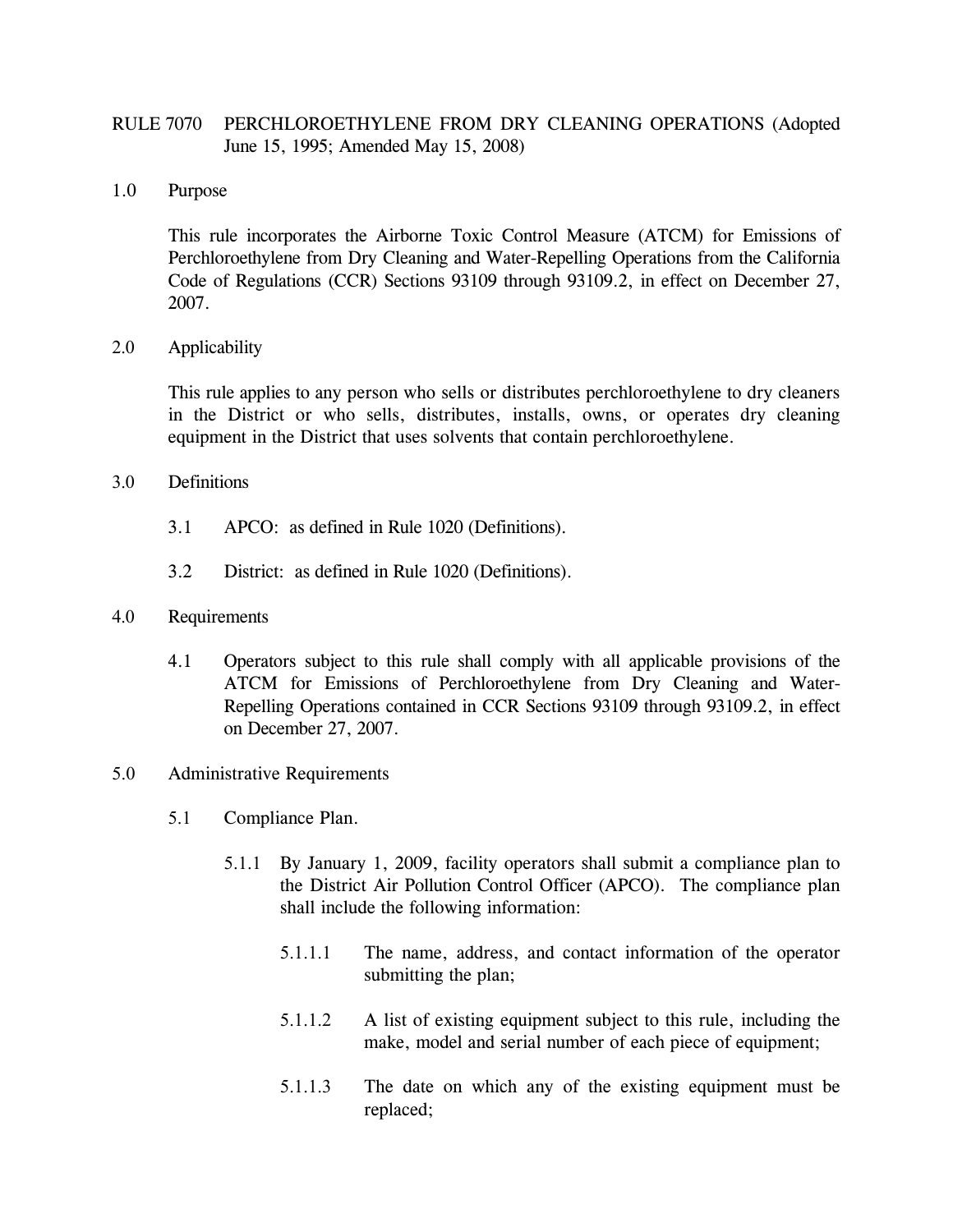# RULE 7070 PERCHLOROETHYLENE FROM DRY CLEANING OPERATIONS (Adopted June 15, 1995; Amended May 15, 2008)

## 1.0 Purpose

This rule incorporates the Airborne Toxic Control Measure (ATCM) for Emissions of Perchloroethylene from Dry Cleaning and Water-Repelling Operations from the California Code of Regulations (CCR) Sections 93109 through 93109.2, in effect on December 27, 2007.

## 2.0 Applicability

This rule applies to any person who sells or distributes perchloroethylene to dry cleaners in the District or who sells, distributes, installs, owns, or operates dry cleaning equipment in the District that uses solvents that contain perchloroethylene.

## 3.0 Definitions

3.1 APCO: as defined in Rule 1020 (Definitions).

3.2 District: as defined in Rule 1020 (Definitions).

## 4.0 Requirements

4.1 Operators subject to this rule shall comply with all applicable provisions of the ATCM for Emissions of Perchloroethylene from Dry Cleaning and Water-Repelling Operations contained in CCR Sections 93109 through 93109.2, in effect on December 27, 2007.

## 5.0 Administrative Requirements

5.1 Compliance Plan.

5.1.1 By January 1, 2009, facility operators shall submit a compliance plan to the District Air Pollution Control Officer (APCO). The compliance plan shall include the following information:

5.1.1.1 The name, address, and contact information of the operator submitting the plan;

5.1.1.2 A list of existing equipment subject to this rule, including the make, model and serial number of each piece of equipment;

5.1.1.3 The date on which any of the existing equipment must be replaced;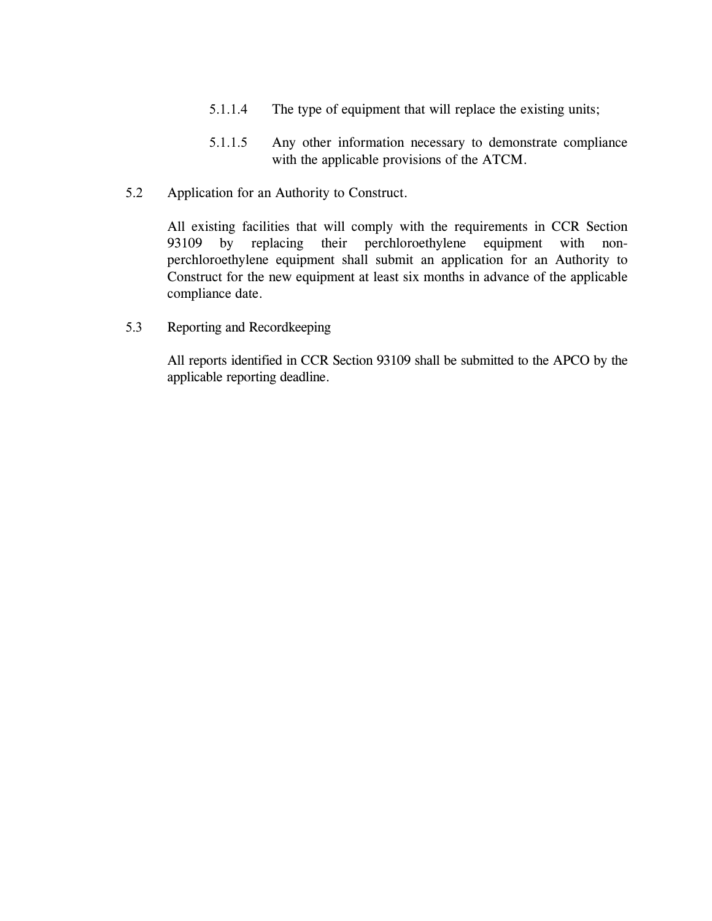5.1.1.4 The type of equipment that will replace the existing units;

5.1.1.5 Any other information necessary to demonstrate compliance with the applicable provisions of the ATCM.

5.2 Application for an Authority to Construct.

All existing facilities that will comply with the requirements in CCR Section 93109 by replacing their perchloroethylene equipment with non-perchloroethylene equipment shall submit an application for an Authority to Construct for the new equipment at least six months in advance of the applicable compliance date.

5.3 Reporting and Recordkeeping

All reports identified in CCR Section 93109 shall be submitted to the APCO by the applicable reporting deadline.